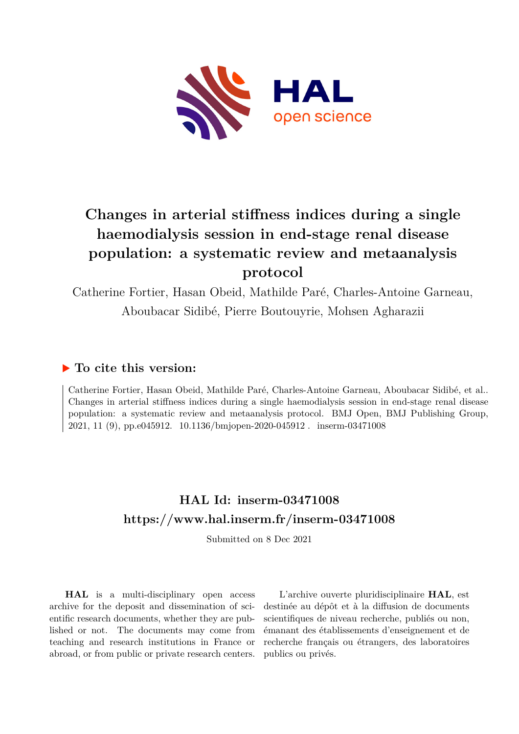# Changes in arterial stiffness indices during a single haemodialysis session in end-stage renal disease population: a systematic review and metaanalysis protocol

Catherine Fortier, Hasan Obeid, Mathilde Paré, Charles-Antoine Garneau, Aboubacar Sidibé, Pierre Boutouyrie, Mohsen Agharazii

## ▶ To cite this version:

Catherine Fortier, Hasan Obeid, Mathilde Paré, Charles-Antoine Garneau, Aboubacar Sidibé, et al.. Changes in arterial stiffness indices during a single haemodialysis session in end-stage renal disease population: a systematic review and metaanalysis protocol. BMJ Open, BMJ Publishing Group, 2021, 11 (9), pp.e045912. 10.1136/bmjopen-2020-045912. inserm-03471008

## HAL Id: inserm-03471008
## https://www.hal.inserm.fr/inserm-03471008

Submitted on 8 Dec 2021

**HAL** is a multi-disciplinary open access archive for the deposit and dissemination of scientific research documents, whether they are published or not. The documents may come from teaching and research institutions in France or abroad, or from public or private research centers.

L'archive ouverte pluridisciplinaire **HAL**, est destinée au dépôt et à la diffusion de documents scientifiques de niveau recherche, publiés ou non, émanant des établissements d'enseignement et de recherche français ou étrangers, des laboratoires publics ou privés.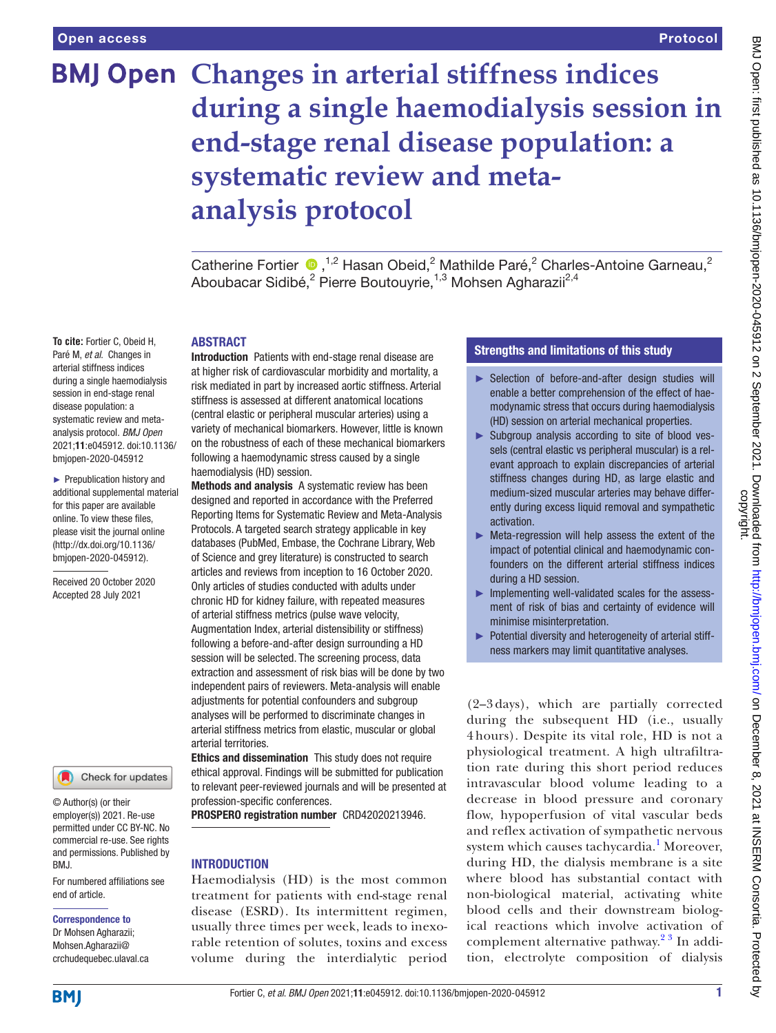# Changes in arterial stiffness indices during a single haemodialysis session in end-stage renal disease population: a systematic review and meta-analysis protocol

Catherine Fortier ,[1,2] Hasan Obeid,[2] Mathilde Paré,[2] Charles-Antoine Garneau,[2] Aboubacar Sidibé,[2] Pierre Boutouyrie,[1,3] Mohsen Agharazii[2,4]

**To cite:** Fortier C, Obeid H, Paré M, *et al*. Changes in arterial stiffness indices during a single haemodialysis session in end-stage renal disease population: a systematic review and meta-analysis protocol. *BMJ Open* 2021;**11**:e045912. doi:10.1136/bmjopen-2020-045912

► Prepublication history and additional supplemental material for this paper are available online. To view these files, please visit the journal online (http://dx.doi.org/10.1136/bmjopen-2020-045912).

Received 20 October 2020
Accepted 28 July 2021

© Author(s) (or their employer(s)) 2021. Re-use permitted under CC BY-NC. No commercial re-use. See rights and permissions. Published by BMJ.

For numbered affiliations see end of article.

**Correspondence to**
Dr Mohsen Agharazii;
Mohsen.Agharazii@crchudequebec.ulaval.ca

## ABSTRACT

**Introduction** Patients with end-stage renal disease are at higher risk of cardiovascular morbidity and mortality, a risk mediated in part by increased aortic stiffness. Arterial stiffness is assessed at different anatomical locations (central elastic or peripheral muscular arteries) using a variety of mechanical biomarkers. However, little is known on the robustness of each of these mechanical biomarkers following a haemodynamic stress caused by a single haemodialysis (HD) session.

**Methods and analysis** A systematic review has been designed and reported in accordance with the Preferred Reporting Items for Systematic Review and Meta-Analysis Protocols. A targeted search strategy applicable in key databases (PubMed, Embase, the Cochrane Library, Web of Science and grey literature) is constructed to search articles and reviews from inception to 16 October 2020. Only articles of studies conducted with adults under chronic HD for kidney failure, with repeated measures of arterial stiffness metrics (pulse wave velocity, Augmentation Index, arterial distensibility or stiffness) following a before-and-after design surrounding a HD session will be selected. The screening process, data extraction and assessment of risk bias will be done by two independent pairs of reviewers. Meta-analysis will enable adjustments for potential confounders and subgroup analyses will be performed to discriminate changes in arterial stiffness metrics from elastic, muscular or global arterial territories.

**Ethics and dissemination** This study does not require ethical approval. Findings will be submitted for publication to relevant peer-reviewed journals and will be presented at profession-specific conferences.

**PROSPERO registration number** CRD42020213946.

### Strengths and limitations of this study

- Selection of before-and-after design studies will enable a better comprehension of the effect of haemodynamic stress that occurs during haemodialysis (HD) session on arterial mechanical properties.
- Subgroup analysis according to site of blood vessels (central elastic vs peripheral muscular) is a relevant approach to explain discrepancies of arterial stiffness changes during HD, as large elastic and medium-sized muscular arteries may behave differently during excess liquid removal and sympathetic activation.
- Meta-regression will help assess the extent of the impact of potential clinical and haemodynamic confounders on the different arterial stiffness indices during a HD session.
- Implementing well-validated scales for the assessment of risk of bias and certainty of evidence will minimise misinterpretation.
- Potential diversity and heterogeneity of arterial stiffness markers may limit quantitative analyses.

## INTRODUCTION

Haemodialysis (HD) is the most common treatment for patients with end-stage renal disease (ESRD). Its intermittent regimen, usually three times per week, leads to inexorable retention of solutes, toxins and excess volume during the interdialytic period (2–3 days), which are partially corrected during the subsequent HD (i.e., usually 4 hours). Despite its vital role, HD is not a physiological treatment. A high ultrafiltration rate during this short period reduces intravascular blood volume leading to a decrease in blood pressure and coronary flow, hypoperfusion of vital vascular beds and reflex activation of sympathetic nervous system which causes tachycardia.[1] Moreover, during HD, the dialysis membrane is a site where blood has substantial contact with non-biological material, activating white blood cells and their downstream biological reactions which involve activation of complement alternative pathway.[2,3] In addition, electrolyte composition of dialysis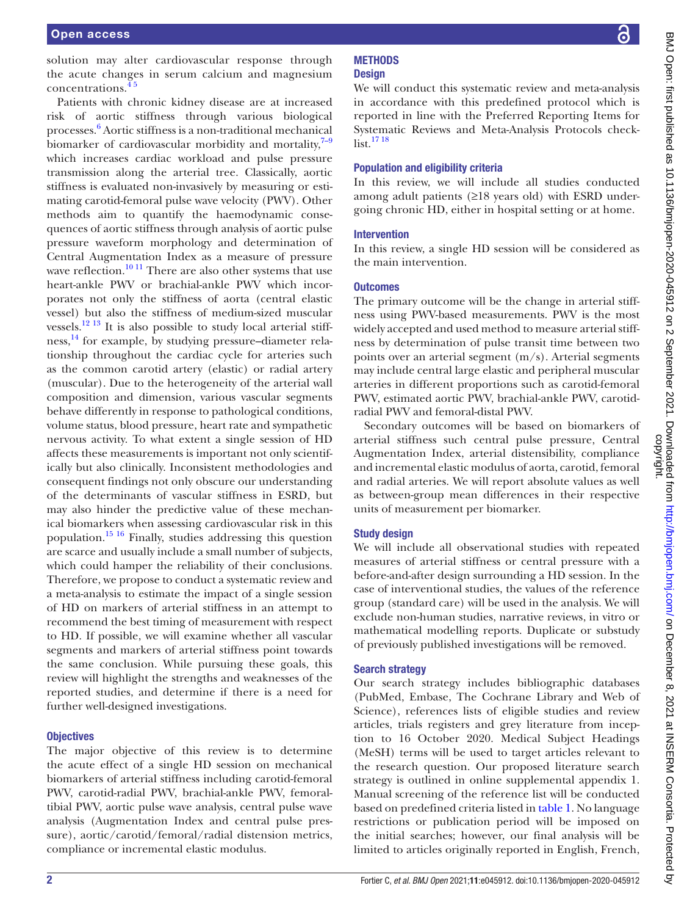solution may alter cardiovascular response through the acute changes in serum calcium and magnesium concentrations.[4 5]

Patients with chronic kidney disease are at increased risk of aortic stiffness through various biological processes.[6] Aortic stiffness is a non-traditional mechanical biomarker of cardiovascular morbidity and mortality,[7–9] which increases cardiac workload and pulse pressure transmission along the arterial tree. Classically, aortic stiffness is evaluated non-invasively by measuring or estimating carotid-femoral pulse wave velocity (PWV). Other methods aim to quantify the haemodynamic consequences of aortic stiffness through analysis of aortic pulse pressure waveform morphology and determination of Central Augmentation Index as a measure of pressure wave reflection.[10 11] There are also other systems that use heart-ankle PWV or brachial-ankle PWV which incorporates not only the stiffness of aorta (central elastic vessel) but also the stiffness of medium-sized muscular vessels.[12 13] It is also possible to study local arterial stiffness,[14] for example, by studying pressure–diameter relationship throughout the cardiac cycle for arteries such as the common carotid artery (elastic) or radial artery (muscular). Due to the heterogeneity of the arterial wall composition and dimension, various vascular segments behave differently in response to pathological conditions, volume status, blood pressure, heart rate and sympathetic nervous activity. To what extent a single session of HD affects these measurements is important not only scientifically but also clinically. Inconsistent methodologies and consequent findings not only obscure our understanding of the determinants of vascular stiffness in ESRD, but may also hinder the predictive value of these mechanical biomarkers when assessing cardiovascular risk in this population.[15 16] Finally, studies addressing this question are scarce and usually include a small number of subjects, which could hamper the reliability of their conclusions. Therefore, we propose to conduct a systematic review and a meta-analysis to estimate the impact of a single session of HD on markers of arterial stiffness in an attempt to recommend the best timing of measurement with respect to HD. If possible, we will examine whether all vascular segments and markers of arterial stiffness point towards the same conclusion. While pursuing these goals, this review will highlight the strengths and weaknesses of the reported studies, and determine if there is a need for further well-designed investigations.

### Objectives

The major objective of this review is to determine the acute effect of a single HD session on mechanical biomarkers of arterial stiffness including carotid-femoral PWV, carotid-radial PWV, brachial-ankle PWV, femoral-tibial PWV, aortic pulse wave analysis, central pulse wave analysis (Augmentation Index and central pulse pressure), aortic/carotid/femoral/radial distension metrics, compliance or incremental elastic modulus.

## METHODS

### Design

We will conduct this systematic review and meta-analysis in accordance with this predefined protocol which is reported in line with the Preferred Reporting Items for Systematic Reviews and Meta-Analysis Protocols checklist.[17 18]

### Population and eligibility criteria

In this review, we will include all studies conducted among adult patients (≥18 years old) with ESRD undergoing chronic HD, either in hospital setting or at home.

### Intervention

In this review, a single HD session will be considered as the main intervention.

### Outcomes

The primary outcome will be the change in arterial stiffness using PWV-based measurements. PWV is the most widely accepted and used method to measure arterial stiffness by determination of pulse transit time between two points over an arterial segment (m/s). Arterial segments may include central large elastic and peripheral muscular arteries in different proportions such as carotid-femoral PWV, estimated aortic PWV, brachial-ankle PWV, carotid-radial PWV and femoral-distal PWV.

Secondary outcomes will be based on biomarkers of arterial stiffness such central pulse pressure, Central Augmentation Index, arterial distensibility, compliance and incremental elastic modulus of aorta, carotid, femoral and radial arteries. We will report absolute values as well as between-group mean differences in their respective units of measurement per biomarker.

### Study design

We will include all observational studies with repeated measures of arterial stiffness or central pressure with a before-and-after design surrounding a HD session. In the case of interventional studies, the values of the reference group (standard care) will be used in the analysis. We will exclude non-human studies, narrative reviews, in vitro or mathematical modelling reports. Duplicate or substudy of previously published investigations will be removed.

### Search strategy

Our search strategy includes bibliographic databases (PubMed, Embase, The Cochrane Library and Web of Science), references lists of eligible studies and review articles, trials registers and grey literature from inception to 16 October 2020. Medical Subject Headings (MeSH) terms will be used to target articles relevant to the research question. Our proposed literature search strategy is outlined in online supplemental appendix 1. Manual screening of the reference list will be conducted based on predefined criteria listed in table 1. No language restrictions or publication period will be imposed on the initial searches; however, our final analysis will be limited to articles originally reported in English, French,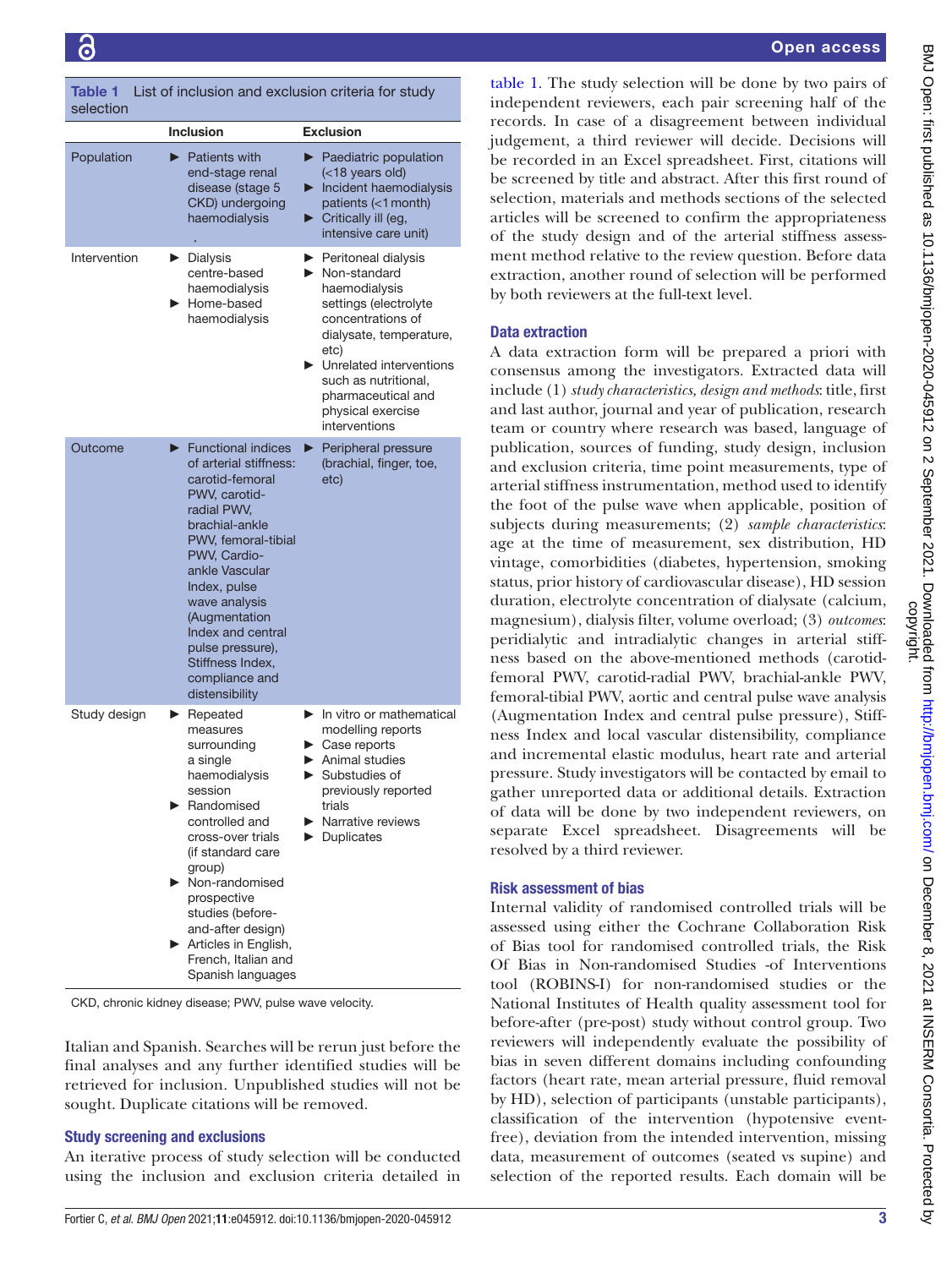**Table 1** List of inclusion and exclusion criteria for study selection

| | Inclusion | Exclusion |
|---|---|---|
| Population | ► Patients with end-stage renal disease (stage 5 CKD) undergoing haemodialysis | ► Paediatric population (<18 years old)<br>► Incident haemodialysis patients (<1 month)<br>► Critically ill (eg, intensive care unit) |
| Intervention | ► Dialysis centre-based haemodialysis<br>► Home-based haemodialysis | ► Peritoneal dialysis<br>► Non-standard haemodialysis settings (electrolyte concentrations of dialysate, temperature, etc)<br>► Unrelated interventions such as nutritional, pharmaceutical and physical exercise interventions |
| Outcome | ► Functional indices of arterial stiffness: carotid-femoral PWV, carotid-radial PWV, brachial-ankle PWV, femoral-tibial PWV, Cardio-ankle Vascular Index, pulse wave analysis (Augmentation Index and central pulse pressure), Stiffness Index, compliance and distensibility | ► Peripheral pressure (brachial, finger, toe, etc) |
| Study design | ► Repeated measures surrounding a single haemodialysis session<br>► Randomised controlled and cross-over trials (if standard care group)<br>► Non-randomised prospective studies (before-and-after design)<br>► Articles in English, French, Italian and Spanish languages | ► In vitro or mathematical modelling reports<br>► Case reports<br>► Animal studies<br>► Substudies of previously reported trials<br>► Narrative reviews<br>► Duplicates |

CKD, chronic kidney disease; PWV, pulse wave velocity.

Italian and Spanish. Searches will be rerun just before the final analyses and any further identified studies will be retrieved for inclusion. Unpublished studies will not be sought. Duplicate citations will be removed.

### Study screening and exclusions

An iterative process of study selection will be conducted using the inclusion and exclusion criteria detailed in table 1. The study selection will be done by two pairs of independent reviewers, each pair screening half of the records. In case of a disagreement between individual judgement, a third reviewer will decide. Decisions will be recorded in an Excel spreadsheet. First, citations will be screened by title and abstract. After this first round of selection, materials and methods sections of the selected articles will be screened to confirm the appropriateness of the study design and of the arterial stiffness assessment method relative to the review question. Before data extraction, another round of selection will be performed by both reviewers at the full-text level.

### Data extraction

A data extraction form will be prepared a priori with consensus among the investigators. Extracted data will include (1) *study characteristics, design and methods*: title, first and last author, journal and year of publication, research team or country where research was based, language of publication, sources of funding, study design, inclusion and exclusion criteria, time point measurements, type of arterial stiffness instrumentation, method used to identify the foot of the pulse wave when applicable, position of subjects during measurements; (2) *sample characteristics*: age at the time of measurement, sex distribution, HD vintage, comorbidities (diabetes, hypertension, smoking status, prior history of cardiovascular disease), HD session duration, electrolyte concentration of dialysate (calcium, magnesium), dialysis filter, volume overload; (3) *outcomes*: peridialytic and intradialytic changes in arterial stiffness based on the above-mentioned methods (carotid-femoral PWV, carotid-radial PWV, brachial-ankle PWV, femoral-tibial PWV, aortic and central pulse wave analysis (Augmentation Index and central pulse pressure), Stiffness Index and local vascular distensibility, compliance and incremental elastic modulus, heart rate and arterial pressure. Study investigators will be contacted by email to gather unreported data or additional details. Extraction of data will be done by two independent reviewers, on separate Excel spreadsheet. Disagreements will be resolved by a third reviewer.

### Risk assessment of bias

Internal validity of randomised controlled trials will be assessed using either the Cochrane Collaboration Risk of Bias tool for randomised controlled trials, the Risk Of Bias in Non-randomised Studies -of Interventions tool (ROBINS-I) for non-randomised studies or the National Institutes of Health quality assessment tool for before-after (pre-post) study without control group. Two reviewers will independently evaluate the possibility of bias in seven different domains including confounding factors (heart rate, mean arterial pressure, fluid removal by HD), selection of participants (unstable participants), classification of the intervention (hypotensive event-free), deviation from the intended intervention, missing data, measurement of outcomes (seated vs supine) and selection of the reported results. Each domain will be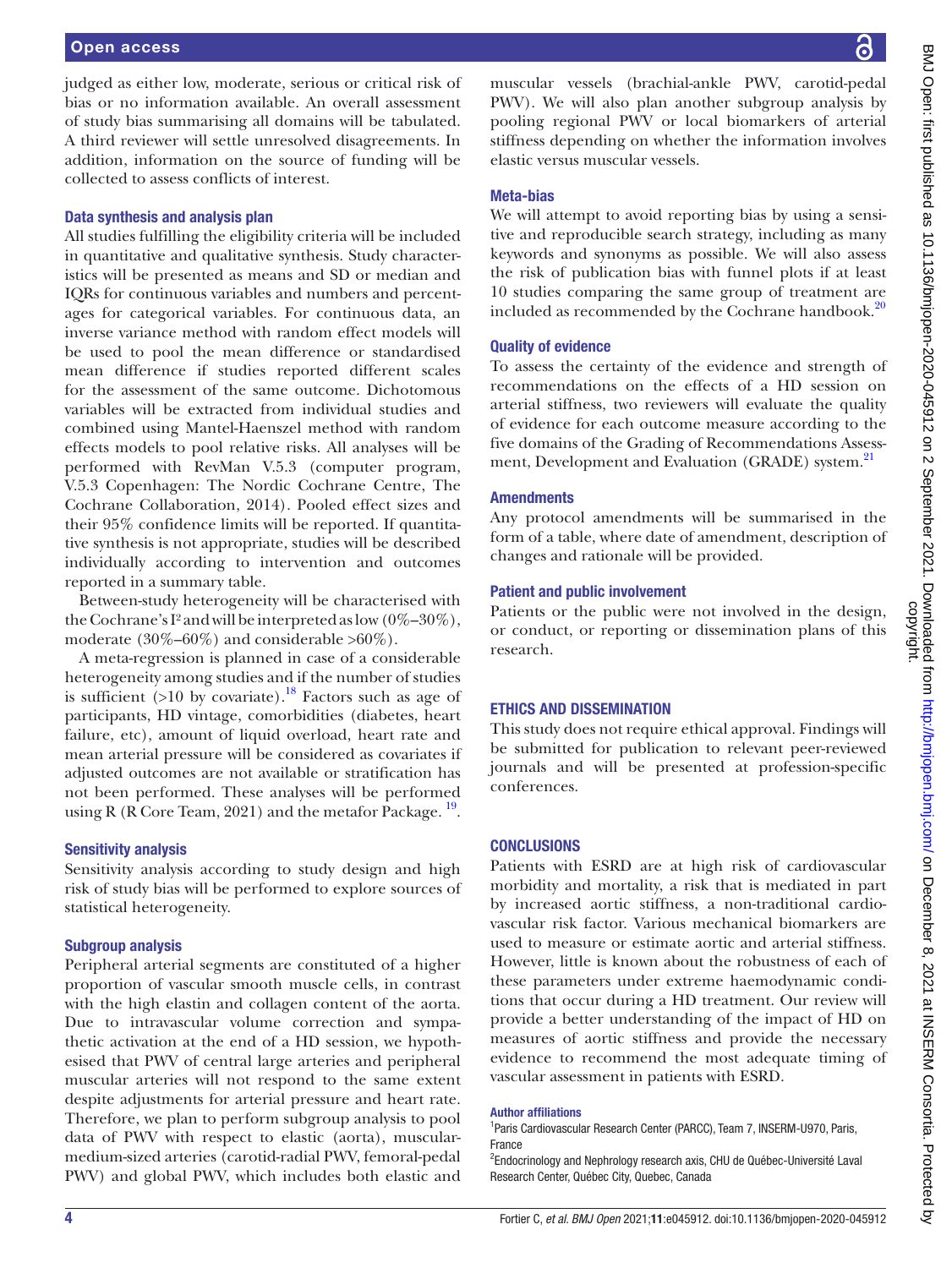judged as either low, moderate, serious or critical risk of bias or no information available. An overall assessment of study bias summarising all domains will be tabulated. A third reviewer will settle unresolved disagreements. In addition, information on the source of funding will be collected to assess conflicts of interest.

### Data synthesis and analysis plan

All studies fulfilling the eligibility criteria will be included in quantitative and qualitative synthesis. Study characteristics will be presented as means and SD or median and IQRs for continuous variables and numbers and percentages for categorical variables. For continuous data, an inverse variance method with random effect models will be used to pool the mean difference or standardised mean difference if studies reported different scales for the assessment of the same outcome. Dichotomous variables will be extracted from individual studies and combined using Mantel-Haenszel method with random effects models to pool relative risks. All analyses will be performed with RevMan V.5.3 (computer program, V.5.3 Copenhagen: The Nordic Cochrane Centre, The Cochrane Collaboration, 2014). Pooled effect sizes and their 95% confidence limits will be reported. If quantitative synthesis is not appropriate, studies will be described individually according to intervention and outcomes reported in a summary table.

Between-study heterogeneity will be characterised with the Cochrane's $I^2$ and will be interpreted as low (0%–30%), moderate (30%–60%) and considerable >60%).

A meta-regression is planned in case of a considerable heterogeneity among studies and if the number of studies is sufficient (>10 by covariate).[18] Factors such as age of participants, HD vintage, comorbidities (diabetes, heart failure, etc), amount of liquid overload, heart rate and mean arterial pressure will be considered as covariates if adjusted outcomes are not available or stratification has not been performed. These analyses will be performed using R (R Core Team, 2021) and the metafor Package. [19].

### Sensitivity analysis

Sensitivity analysis according to study design and high risk of study bias will be performed to explore sources of statistical heterogeneity.

### Subgroup analysis

Peripheral arterial segments are constituted of a higher proportion of vascular smooth muscle cells, in contrast with the high elastin and collagen content of the aorta. Due to intravascular volume correction and sympathetic activation at the end of a HD session, we hypothesised that PWV of central large arteries and peripheral muscular arteries will not respond to the same extent despite adjustments for arterial pressure and heart rate. Therefore, we plan to perform subgroup analysis to pool data of PWV with respect to elastic (aorta), muscular-medium-sized arteries (carotid-radial PWV, femoral-pedal PWV) and global PWV, which includes both elastic and muscular vessels (brachial-ankle PWV, carotid-pedal PWV). We will also plan another subgroup analysis by pooling regional PWV or local biomarkers of arterial stiffness depending on whether the information involves elastic versus muscular vessels.

### Meta-bias

We will attempt to avoid reporting bias by using a sensitive and reproducible search strategy, including as many keywords and synonyms as possible. We will also assess the risk of publication bias with funnel plots if at least 10 studies comparing the same group of treatment are included as recommended by the Cochrane handbook.[20]

### Quality of evidence

To assess the certainty of the evidence and strength of recommendations on the effects of a HD session on arterial stiffness, two reviewers will evaluate the quality of evidence for each outcome measure according to the five domains of the Grading of Recommendations Assessment, Development and Evaluation (GRADE) system.[21]

### Amendments

Any protocol amendments will be summarised in the form of a table, where date of amendment, description of changes and rationale will be provided.

### Patient and public involvement

Patients or the public were not involved in the design, or conduct, or reporting or dissemination plans of this research.

## ETHICS AND DISSEMINATION

This study does not require ethical approval. Findings will be submitted for publication to relevant peer-reviewed journals and will be presented at profession-specific conferences.

## CONCLUSIONS

Patients with ESRD are at high risk of cardiovascular morbidity and mortality, a risk that is mediated in part by increased aortic stiffness, a non-traditional cardiovascular risk factor. Various mechanical biomarkers are used to measure or estimate aortic and arterial stiffness. However, little is known about the robustness of each of these parameters under extreme haemodynamic conditions that occur during a HD treatment. Our review will provide a better understanding of the impact of HD on measures of aortic stiffness and provide the necessary evidence to recommend the most adequate timing of vascular assessment in patients with ESRD.

#### Author affiliations

[1]Paris Cardiovascular Research Center (PARCC), Team 7, INSERM-U970, Paris, France

[2]Endocrinology and Nephrology research axis, CHU de Québec-Université Laval Research Center, Québec City, Quebec, Canada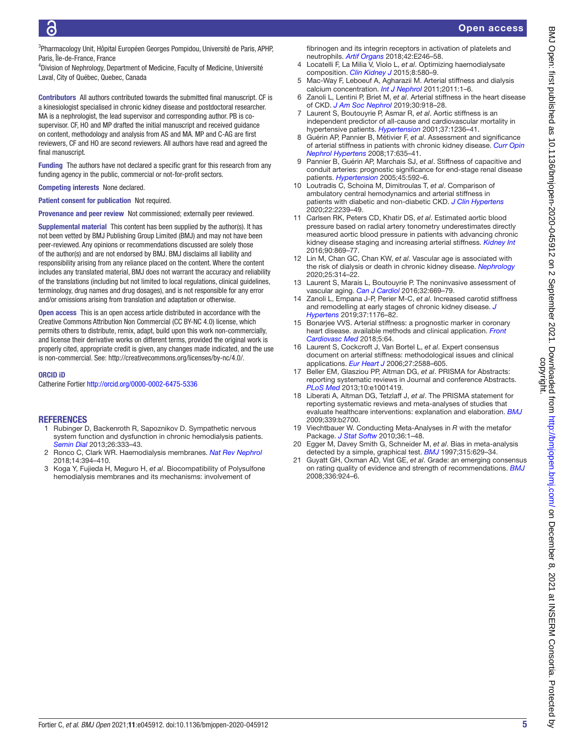[3]Pharmacology Unit, Hôpital Européen Georges Pompidou, Université de Paris, APHP, Paris, Île-de-France, France
[4]Division of Nephrology, Department of Medicine, Faculty of Medicine, Université Laval, City of Québec, Quebec, Canada

**Contributors** All authors contributed towards the submitted final manuscript. CF is a kinesiologist specialised in chronic kidney disease and postdoctoral researcher. MA is a nephrologist, the lead supervisor and corresponding author. PB is co-supervisor. CF, HO and MP drafted the initial manuscript and received guidance on content, methodology and analysis from AS and MA. MP and C-AG are first reviewers, CF and HO are second reviewers. All authors have read and agreed the final manuscript.

**Funding** The authors have not declared a specific grant for this research from any funding agency in the public, commercial or not-for-profit sectors.

**Competing interests** None declared.

**Patient consent for publication** Not required.

**Provenance and peer review** Not commissioned; externally peer reviewed.

**Supplemental material** This content has been supplied by the author(s). It has not been vetted by BMJ Publishing Group Limited (BMJ) and may not have been peer-reviewed. Any opinions or recommendations discussed are solely those of the author(s) and are not endorsed by BMJ. BMJ disclaims all liability and responsibility arising from any reliance placed on the content. Where the content includes any translated material, BMJ does not warrant the accuracy and reliability of the translations (including but not limited to local regulations, clinical guidelines, terminology, drug names and drug dosages), and is not responsible for any error and/or omissions arising from translation and adaptation or otherwise.

**Open access** This is an open access article distributed in accordance with the Creative Commons Attribution Non Commercial (CC BY-NC 4.0) license, which permits others to distribute, remix, adapt, build upon this work non-commercially, and license their derivative works on different terms, provided the original work is properly cited, appropriate credit is given, any changes made indicated, and the use is non-commercial. See: http://creativecommons.org/licenses/by-nc/4.0/.

**ORCID iD**

Catherine Fortier http://orcid.org/0000-0002-6475-5336

## REFERENCES

1. Rubinger D, Backenroth R, Sapoznikov D. Sympathetic nervous system function and dysfunction in chronic hemodialysis patients. *Semin Dial* 2013;26:333–43.
2. Ronco C, Clark WR. Haemodialysis membranes. *Nat Rev Nephrol* 2018;14:394–410.
3. Koga Y, Fujieda H, Meguro H, *et al*. Biocompatibility of Polysulfone hemodialysis membranes and its mechanisms: involvement of fibrinogen and its integrin receptors in activation of platelets and neutrophils. *Artif Organs* 2018;42:E246–58.
4. Locatelli F, La Milia V, Violo L, *et al*. Optimizing haemodialysate composition. *Clin Kidney J* 2015;8:580–9.
5. Mac-Way F, Leboeuf A, Agharazii M. Arterial stiffness and dialysis calcium concentration. *Int J Nephrol* 2011;2011:1–6.
6. Zanoli L, Lentini P, Briet M, *et al*. Arterial stiffness in the heart disease of CKD. *J Am Soc Nephrol* 2019;30:918–28.
7. Laurent S, Boutouyrie P, Asmar R, *et al*. Aortic stiffness is an independent predictor of all-cause and cardiovascular mortality in hypertensive patients. *Hypertension* 2001;37:1236–41.
8. Guérin AP, Pannier B, Métivier F, *et al*. Assessment and significance of arterial stiffness in patients with chronic kidney disease. *Curr Opin Nephrol Hypertens* 2008;17:635–41.
9. Pannier B, Guérin AP, Marchais SJ, *et al*. Stiffness of capacitive and conduit arteries: prognostic significance for end-stage renal disease patients. *Hypertension* 2005;45:592–6.
10. Loutradis C, Schoina M, Dimitroulas T, *et al*. Comparison of ambulatory central hemodynamics and arterial stiffness in patients with diabetic and non-diabetic CKD. *J Clin Hypertens* 2020;22:2239–49.
11. Carlsen RK, Peters CD, Khatir DS, *et al*. Estimated aortic blood pressure based on radial artery tonometry underestimates directly measured aortic blood pressure in patients with advancing chronic kidney disease staging and increasing arterial stiffness. *Kidney Int* 2016;90:869–77.
12. Lin M, Chan GC, Chan KW, *et al*. Vascular age is associated with the risk of dialysis or death in chronic kidney disease. *Nephrology* 2020;25:314–22.
13. Laurent S, Marais L, Boutouyrie P. The noninvasive assessment of vascular aging. *Can J Cardiol* 2016;32:669–79.
14. Zanoli L, Empana J-P, Perier M-C, *et al*. Increased carotid stiffness and remodelling at early stages of chronic kidney disease. *J Hypertens* 2019;37:1176–82.
15. Bonarjee VVS. Arterial stiffness: a prognostic marker in coronary heart disease. available methods and clinical application. *Front Cardiovasc Med* 2018;5:64.
16. Laurent S, Cockcroft J, Van Bortel L, *et al*. Expert consensus document on arterial stiffness: methodological issues and clinical applications. *Eur Heart J* 2006;27:2588–605.
17. Beller EM, Glasziou PP, Altman DG, *et al*. PRISMA for Abstracts: reporting systematic reviews in Journal and conference Abstracts. *PLoS Med* 2013;10:e1001419.
18. Liberati A, Altman DG, Tetzlaff J, *et al*. The PRISMA statement for reporting systematic reviews and meta-analyses of studies that evaluate healthcare interventions: explanation and elaboration. *BMJ* 2009;339:b2700.
19. Viechtbauer W. Conducting Meta-Analyses in *R* with the metafor Package. *J Stat Softw* 2010;36:1–48.
20. Egger M, Davey Smith G, Schneider M, *et al*. Bias in meta-analysis detected by a simple, graphical test. *BMJ* 1997;315:629–34.
21. Guyatt GH, Oxman AD, Vist GE, *et al*. Grade: an emerging consensus on rating quality of evidence and strength of recommendations. *BMJ* 2008;336:924–6.